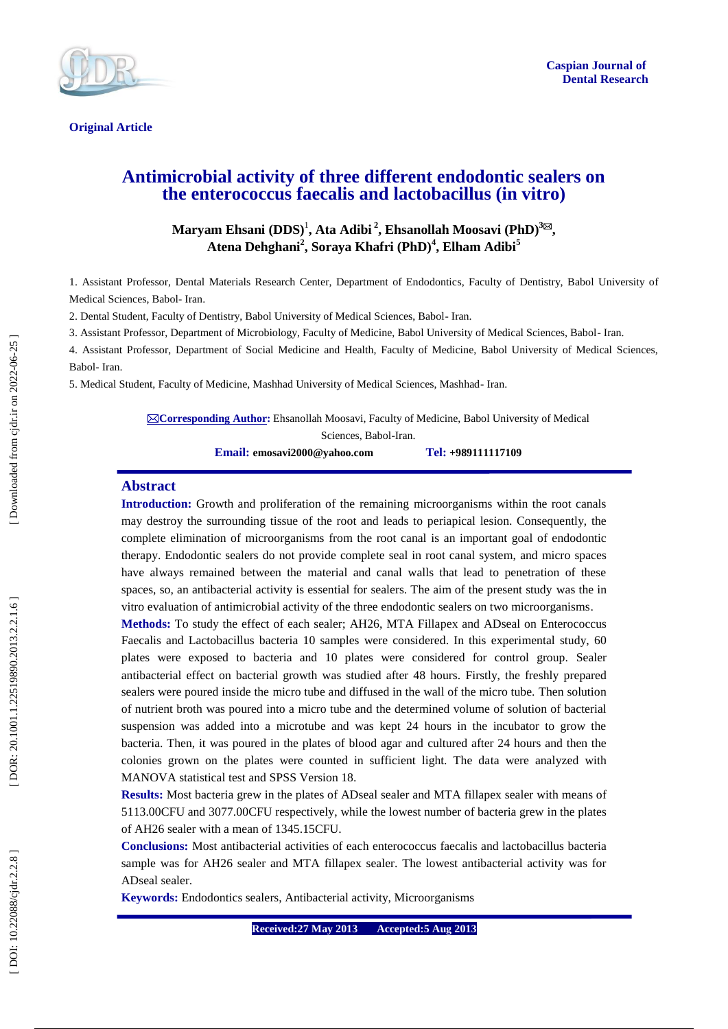**Original Article**

# Antimicrobial activity of three different endodontic sealers on the enterococcus faecalis and lactobacillus (in vitro)

**Maryam Ehsani (DDS)[1], Ata Adibi[2], Ehsanollah Moosavi (PhD)[3✉], Atena Dehghani[2], Soraya Khafri (PhD)[4], Elham Adibi[5]**

1. Assistant Professor, Dental Materials Research Center, Department of Endodontics, Faculty of Dentistry, Babol University of Medical Sciences, Babol- Iran.
2. Dental Student, Faculty of Dentistry, Babol University of Medical Sciences, Babol- Iran.
3. Assistant Professor, Department of Microbiology, Faculty of Medicine, Babol University of Medical Sciences, Babol- Iran.
4. Assistant Professor, Department of Social Medicine and Health, Faculty of Medicine, Babol University of Medical Sciences, Babol- Iran.
5. Medical Student, Faculty of Medicine, Mashhad University of Medical Sciences, Mashhad- Iran.

✉**Corresponding Author:** Ehsanollah Moosavi, Faculty of Medicine, Babol University of Medical Sciences, Babol-Iran.

**Email:** emosavi2000@yahoo.com **Tel:** +989111117109

## Abstract

**Introduction:** Growth and proliferation of the remaining microorganisms within the root canals may destroy the surrounding tissue of the root and leads to periapical lesion. Consequently, the complete elimination of microorganisms from the root canal is an important goal of endodontic therapy. Endodontic sealers do not provide complete seal in root canal system, and micro spaces have always remained between the material and canal walls that lead to penetration of these spaces, so, an antibacterial activity is essential for sealers. The aim of the present study was the in vitro evaluation of antimicrobial activity of the three endodontic sealers on two microorganisms.

**Methods:** To study the effect of each sealer; AH26, MTA Fillapex and ADseal on Enterococcus Faecalis and Lactobacillus bacteria 10 samples were considered. In this experimental study, 60 plates were exposed to bacteria and 10 plates were considered for control group. Sealer antibacterial effect on bacterial growth was studied after 48 hours. Firstly, the freshly prepared sealers were poured inside the micro tube and diffused in the wall of the micro tube. Then solution of nutrient broth was poured into a micro tube and the determined volume of solution of bacterial suspension was added into a microtube and was kept 24 hours in the incubator to grow the bacteria. Then, it was poured in the plates of blood agar and cultured after 24 hours and then the colonies grown on the plates were counted in sufficient light. The data were analyzed with MANOVA statistical test and SPSS Version 18.

**Results:** Most bacteria grew in the plates of ADseal sealer and MTA fillapex sealer with means of 5113.00CFU and 3077.00CFU respectively, while the lowest number of bacteria grew in the plates of AH26 sealer with a mean of 1345.15CFU.

**Conclusions:** Most antibacterial activities of each enterococcus faecalis and lactobacillus bacteria sample was for AH26 sealer and MTA fillapex sealer. The lowest antibacterial activity was for ADseal sealer.

**Keywords:** Endodontics sealers, Antibacterial activity, Microorganisms

**Received:27 May 2013 Accepted:5 Aug 2013**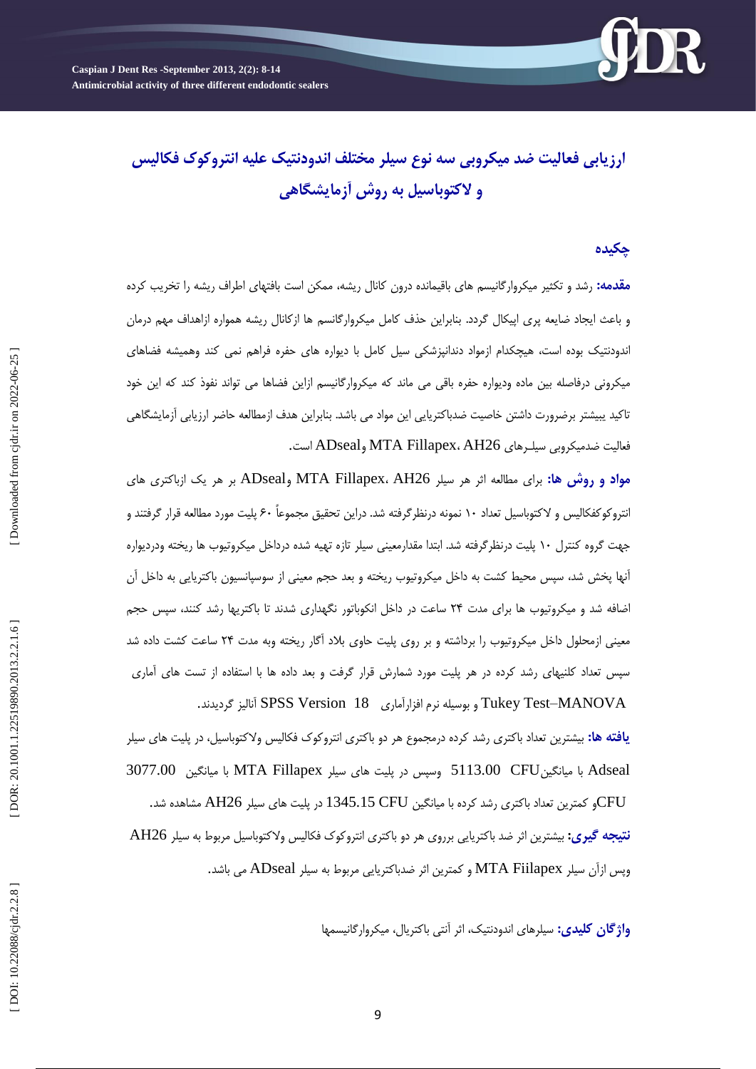# ارزیابی فعالیت ضد میکروبی سه نوع سیلر مختلف اندودنتیک علیه انتروکوک فکالیس و لاکتوباسیل به روش آزمایشگاهی

## چکیده

**مقدمه:** رشد و تکثیر میکروارگانیسم های باقیمانده درون کانال ریشه، ممکن است بافتهای اطراف ریشه را تخریب کرده و باعث ایجاد ضایعه پری اپیکال گردد. بنابراین حذف کامل میکروارگانسم ها ازکانال ریشه همواره ازاهداف مهم درمان اندودنتیک بوده است، هیچکدام ازمواد دندانپزشکی سیل کامل با دیواره های حفره فراهم نمی کند وهمیشه فضاهای میکرونی درفاصله بین ماده ودیواره حفره باقی می ماند که میکروارگانیسم ازاین فضاها می تواند نفوذ کند که این خود تاکید بیشتر برضرورت داشتن خاصیت ضدباکتریایی این مواد می باشد. بنابراین هدف ازمطالعه حاضر ارزیابی آزمایشگاهی فعالیت ضدمیکروبی سیلـرهای AH26، MTA Fillapex وADseal است.

**مواد و روش ها:** برای مطالعه اثر هر سیلر AH26، MTA Fillapex وADseal بر هر یک ازباکتری های انتروکوکفکالیس و لاکتوباسیل تعداد ۱۰ نمونه درنظرگرفته شد. دراین تحقیق مجموعاً ۶۰ پلیت مورد مطالعه قرار گرفتند و جهت گروه کنترل ۱۰ پلیت درنظرگرفته شد. ابتدا مقدارمعینی سیلر تازه تهیه شده درداخل میکروتیوب ها ریخته ودردیواره آنها پخش شد، سپس محیط کشت به داخل میکروتیوب ریخته و بعد حجم معینی از سوسپانسیون باکتریایی به داخل آن اضافه شد و میکروتیوب ها برای مدت ۲۴ ساعت در داخل انکوباتور نگهداری شدند تا باکتریها رشد کنند، سپس حجم معینی ازمحلول داخل میکروتیوب را برداشته و بر روی پلیت حاوی بلاد آگار ریخته وبه مدت ۲۴ ساعت کشت داده شد سپس تعداد کلنیهای رشد کرده در هر پلیت مورد شمارش قرار گرفت و بعد داده ها با استفاده از تست های آماری Tukey Test–MANOVA و بوسیله نرم افزارآماری SPSS Version 18 آنالیز گردیدند.

**یافته ها:** بیشترین تعداد باکتری رشد کرده درمجموع هر دو باکتری انتروکوک فکالیس ولاکتوباسیل، در پلیت های سیلر Adseal با میانگین 5113.00 CFU وسپس در پلیت های سیلر MTA Fillapex با میانگین 3077.00 CFUو کمترین تعداد باکتری رشد کرده با میانگین 1345.15 CFU در پلیت های سیلر AH26 مشاهده شد.

**نتیجه گیری:** بیشترین اثر ضد باکتریایی برروی هر دو باکتری انتروکوک فکالیس ولاکتوباسیل مربوط به سیلر AH26 وپس ازآن سیلر MTA Fiilapex و کمترین اثر ضدباکتریایی مربوط به سیلر ADseal می باشد.

**واژگان کلیدی:** سیلرهای اندودنتیک، اثر آنتی باکتریال، میکروارگانیسمها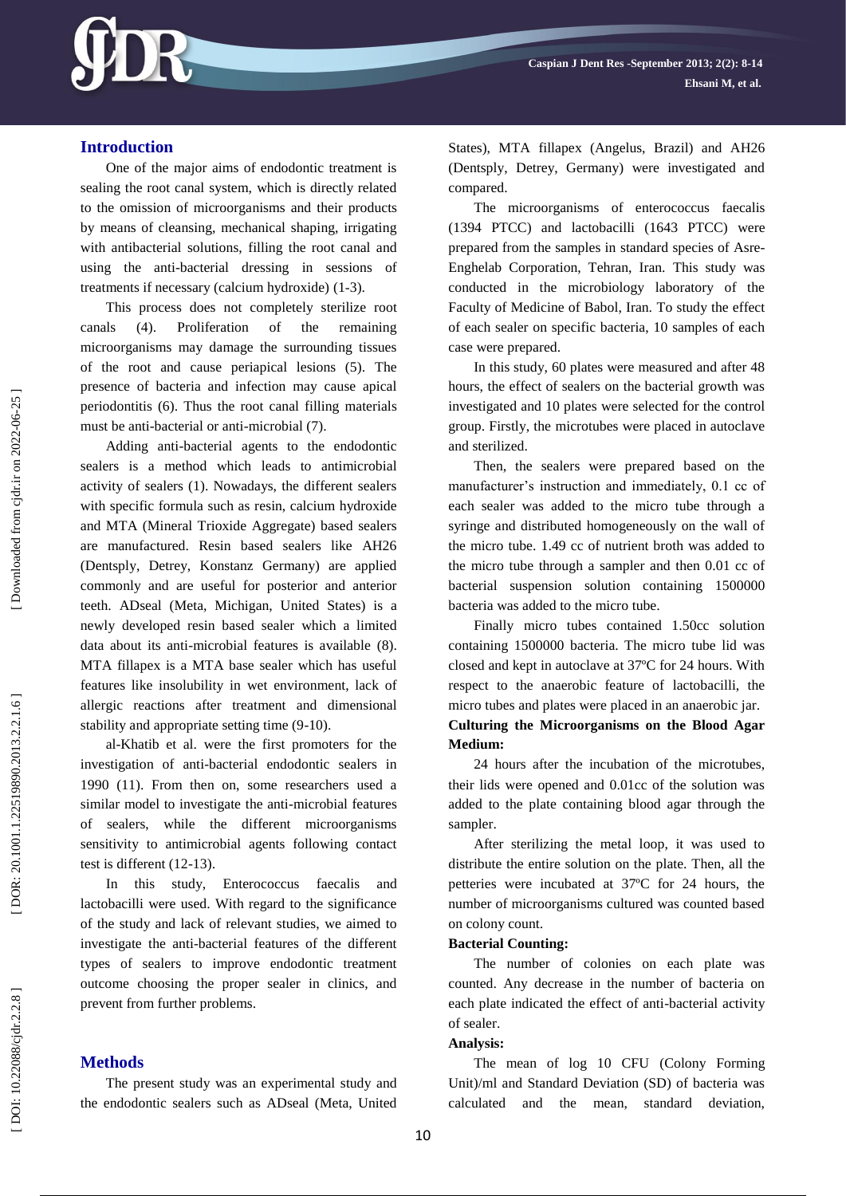## Introduction

One of the major aims of endodontic treatment is sealing the root canal system, which is directly related to the omission of microorganisms and their products by means of cleansing, mechanical shaping, irrigating with antibacterial solutions, filling the root canal and using the anti-bacterial dressing in sessions of treatments if necessary (calcium hydroxide) (1-3).

This process does not completely sterilize root canals (4). Proliferation of the remaining microorganisms may damage the surrounding tissues of the root and cause periapical lesions (5). The presence of bacteria and infection may cause apical periodontitis (6). Thus the root canal filling materials must be anti-bacterial or anti-microbial (7).

Adding anti-bacterial agents to the endodontic sealers is a method which leads to antimicrobial activity of sealers (1). Nowadays, the different sealers with specific formula such as resin, calcium hydroxide and MTA (Mineral Trioxide Aggregate) based sealers are manufactured. Resin based sealers like AH26 (Dentsply, Detrey, Konstanz Germany) are applied commonly and are useful for posterior and anterior teeth. ADseal (Meta, Michigan, United States) is a newly developed resin based sealer which a limited data about its anti-microbial features is available (8). MTA fillapex is a MTA base sealer which has useful features like insolubility in wet environment, lack of allergic reactions after treatment and dimensional stability and appropriate setting time (9-10).

al-Khatib et al. were the first promoters for the investigation of anti-bacterial endodontic sealers in 1990 (11). From then on, some researchers used a similar model to investigate the anti-microbial features of sealers, while the different microorganisms sensitivity to antimicrobial agents following contact test is different (12-13).

In this study, Enterococcus faecalis and lactobacilli were used. With regard to the significance of the study and lack of relevant studies, we aimed to investigate the anti-bacterial features of the different types of sealers to improve endodontic treatment outcome choosing the proper sealer in clinics, and prevent from further problems.

## Methods

The present study was an experimental study and the endodontic sealers such as ADseal (Meta, United States), MTA fillapex (Angelus, Brazil) and AH26 (Dentsply, Detrey, Germany) were investigated and compared.

The microorganisms of enterococcus faecalis (1394 PTCC) and lactobacilli (1643 PTCC) were prepared from the samples in standard species of Asre-Enghelab Corporation, Tehran, Iran. This study was conducted in the microbiology laboratory of the Faculty of Medicine of Babol, Iran. To study the effect of each sealer on specific bacteria, 10 samples of each case were prepared.

In this study, 60 plates were measured and after 48 hours, the effect of sealers on the bacterial growth was investigated and 10 plates were selected for the control group. Firstly, the microtubes were placed in autoclave and sterilized.

Then, the sealers were prepared based on the manufacturer's instruction and immediately, 0.1 cc of each sealer was added to the micro tube through a syringe and distributed homogeneously on the wall of the micro tube. 1.49 cc of nutrient broth was added to the micro tube through a sampler and then 0.01 cc of bacterial suspension solution containing 1500000 bacteria was added to the micro tube.

Finally micro tubes contained 1.50cc solution containing 1500000 bacteria. The micro tube lid was closed and kept in autoclave at 37ºC for 24 hours. With respect to the anaerobic feature of lactobacilli, the micro tubes and plates were placed in an anaerobic jar.

**Culturing the Microorganisms on the Blood Agar Medium:**

24 hours after the incubation of the microtubes, their lids were opened and 0.01cc of the solution was added to the plate containing blood agar through the sampler.

After sterilizing the metal loop, it was used to distribute the entire solution on the plate. Then, all the petteries were incubated at 37ºC for 24 hours, the number of microorganisms cultured was counted based on colony count.

**Bacterial Counting:**

The number of colonies on each plate was counted. Any decrease in the number of bacteria on each plate indicated the effect of anti-bacterial activity of sealer.

**Analysis:**

The mean of log 10 CFU (Colony Forming Unit)/ml and Standard Deviation (SD) of bacteria was calculated and the mean, standard deviation,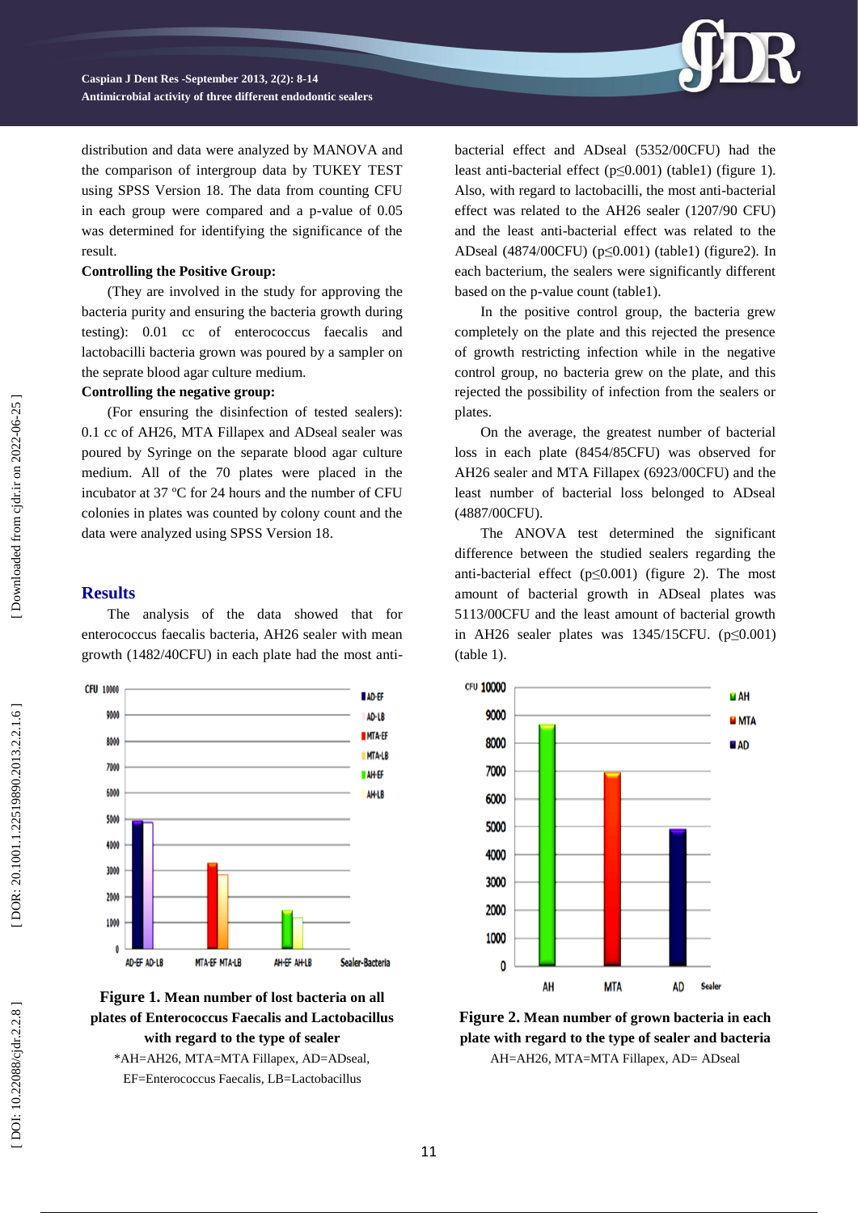distribution and data were analyzed by MANOVA and the comparison of intergroup data by TUKEY TEST using SPSS Version 18. The data from counting CFU in each group were compared and a p-value of 0.05 was determined for identifying the significance of the result.

**Controlling the Positive Group:**

(They are involved in the study for approving the bacteria purity and ensuring the bacteria growth during testing): 0.01 cc of enterococcus faecalis and lactobacilli bacteria grown was poured by a sampler on the seprate blood agar culture medium.

**Controlling the negative group:**

(For ensuring the disinfection of tested sealers): 0.1 cc of AH26, MTA Fillapex and ADseal sealer was poured by Syringe on the separate blood agar culture medium. All of the 70 plates were placed in the incubator at 37 ºC for 24 hours and the number of CFU colonies in plates was counted by colony count and the data were analyzed using SPSS Version 18.

## Results

The analysis of the data showed that for enterococcus faecalis bacteria, AH26 sealer with mean growth (1482/40CFU) in each plate had the most anti-bacterial effect and ADseal (5352/00CFU) had the least anti-bacterial effect ($p \leq 0.001$) (table1) (figure 1). Also, with regard to lactobacilli, the most anti-bacterial effect was related to the AH26 sealer (1207/90 CFU) and the least anti-bacterial effect was related to the ADseal (4874/00CFU) ($p \leq 0.001$) (table1) (figure2). In each bacterium, the sealers were significantly different based on the p-value count (table1).

In the positive control group, the bacteria grew completely on the plate and this rejected the presence of growth restricting infection while in the negative control group, no bacteria grew on the plate, and this rejected the possibility of infection from the sealers or plates.

On the average, the greatest number of bacterial loss in each plate (8454/85CFU) was observed for AH26 sealer and MTA Fillapex (6923/00CFU) and the least number of bacterial loss belonged to ADseal (4887/00CFU).

The ANOVA test determined the significant difference between the studied sealers regarding the anti-bacterial effect ($p \leq 0.001$) (figure 2). The most amount of bacterial growth in ADseal plates was 5113/00CFU and the least amount of bacterial growth in AH26 sealer plates was 1345/15CFU. ($p \leq 0.001$) (table 1).

**Figure 1. Mean number of lost bacteria on all plates of Enterococcus Faecalis and Lactobacillus with regard to the type of sealer**

*AH=AH26, MTA=MTA Fillapex, AD=ADseal, EF=Enterococcus Faecalis, LB=Lactobacillus

**Figure 2. Mean number of grown bacteria in each plate with regard to the type of sealer and bacteria**

AH=AH26, MTA=MTA Fillapex, AD= ADseal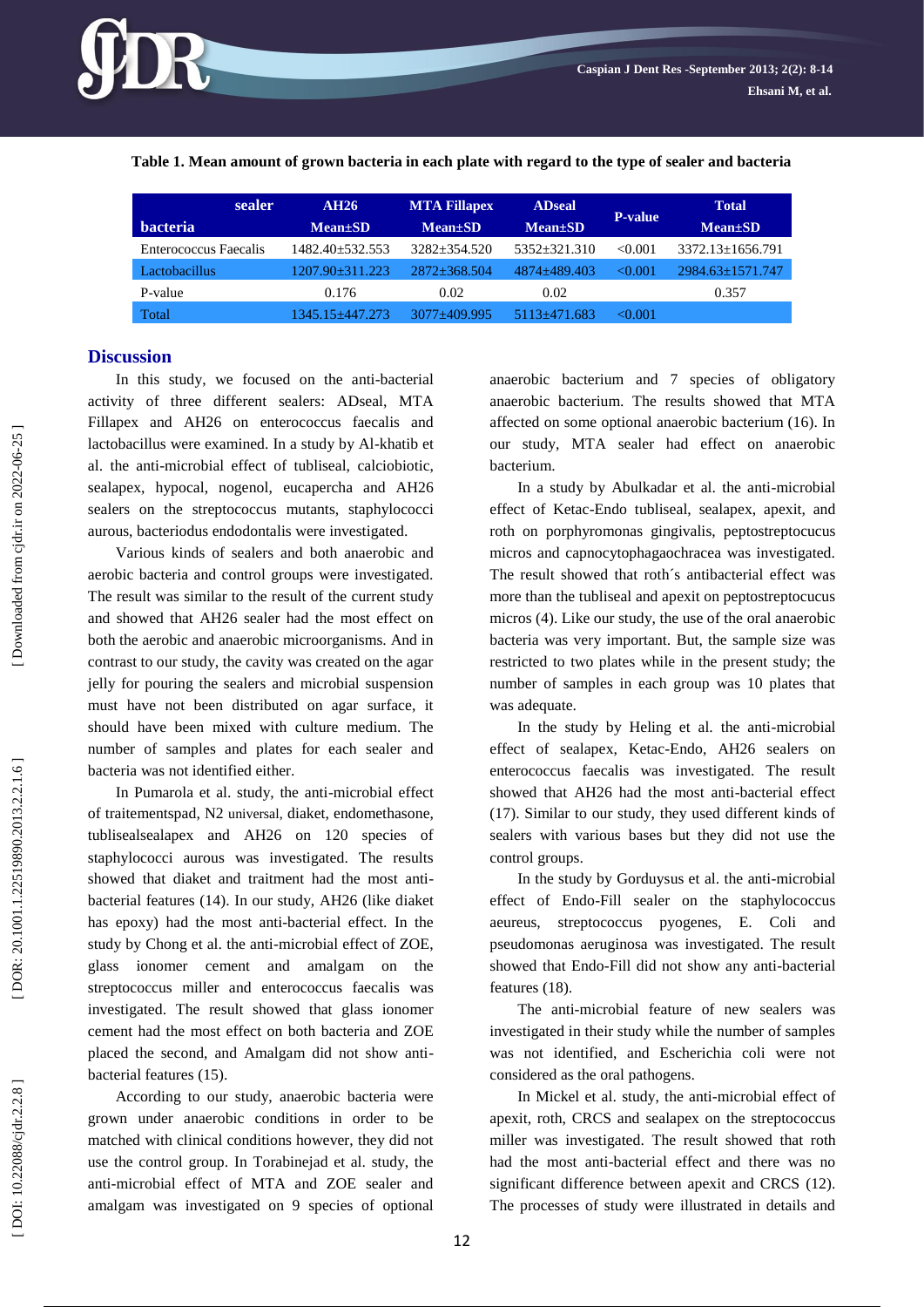**Table 1. Mean amount of grown bacteria in each plate with regard to the type of sealer and bacteria**

| sealer / bacteria | AH26 Mean±SD | MTA Fillapex Mean±SD | ADseal Mean±SD | P-value | Total Mean±SD |
|---|---|---|---|---|---|
| Enterococcus Faecalis | 1482.40±532.553 | 3282±354.520 | 5352±321.310 | <0.001 | 3372.13±1656.791 |
| Lactobacillus | 1207.90±311.223 | 2872±368.504 | 4874±489.403 | <0.001 | 2984.63±1571.747 |
| P-value | 0.176 | 0.02 | 0.02 | | 0.357 |
| Total | 1345.15±447.273 | 3077±409.995 | 5113±471.683 | <0.001 | |

## Discussion

In this study, we focused on the anti-bacterial activity of three different sealers: ADseal, MTA Fillapex and AH26 on enterococcus faecalis and lactobacillus were examined. In a study by Al-khatib et al. the anti-microbial effect of tubliseal, calciobiotic, sealapex, hypocal, nogenol, eucapercha and AH26 sealers on the streptococcus mutants, staphylococci aurous, bacteriodus endodontalis were investigated.

Various kinds of sealers and both anaerobic and aerobic bacteria and control groups were investigated. The result was similar to the result of the current study and showed that AH26 sealer had the most effect on both the aerobic and anaerobic microorganisms. And in contrast to our study, the cavity was created on the agar jelly for pouring the sealers and microbial suspension must have not been distributed on agar surface, it should have been mixed with culture medium. The number of samples and plates for each sealer and bacteria was not identified either.

In Pumarola et al. study, the anti-microbial effect of traitementspad, N2 universal, diaket, endomethasone, tublisealsealapex and AH26 on 120 species of staphylococci aurous was investigated. The results showed that diaket and traitment had the most anti-bacterial features (14). In our study, AH26 (like diaket has epoxy) had the most anti-bacterial effect. In the study by Chong et al. the anti-microbial effect of ZOE, glass ionomer cement and amalgam on the streptococcus miller and enterococcus faecalis was investigated. The result showed that glass ionomer cement had the most effect on both bacteria and ZOE placed the second, and Amalgam did not show anti-bacterial features (15).

According to our study, anaerobic bacteria were grown under anaerobic conditions in order to be matched with clinical conditions however, they did not use the control group. In Torabinejad et al. study, the anti-microbial effect of MTA and ZOE sealer and amalgam was investigated on 9 species of optional anaerobic bacterium and 7 species of obligatory anaerobic bacterium. The results showed that MTA affected on some optional anaerobic bacterium (16). In our study, MTA sealer had effect on anaerobic bacterium.

In a study by Abulkadar et al. the anti-microbial effect of Ketac-Endo tubliseal, sealapex, apexit, and roth on porphyromonas gingivalis, peptostreptocucus micros and capnocytophagaochracea was investigated. The result showed that roth´s antibacterial effect was more than the tubliseal and apexit on peptostreptocucus micros (4). Like our study, the use of the oral anaerobic bacteria was very important. But, the sample size was restricted to two plates while in the present study; the number of samples in each group was 10 plates that was adequate.

In the study by Heling et al. the anti-microbial effect of sealapex, Ketac-Endo, AH26 sealers on enterococcus faecalis was investigated. The result showed that AH26 had the most anti-bacterial effect (17). Similar to our study, they used different kinds of sealers with various bases but they did not use the control groups.

In the study by Gorduysus et al. the anti-microbial effect of Endo-Fill sealer on the staphylococcus aeureus, streptococcus pyogenes, E. Coli and pseudomonas aeruginosa was investigated. The result showed that Endo-Fill did not show any anti-bacterial features (18).

The anti-microbial feature of new sealers was investigated in their study while the number of samples was not identified, and Escherichia coli were not considered as the oral pathogens.

In Mickel et al. study, the anti-microbial effect of apexit, roth, CRCS and sealapex on the streptococcus miller was investigated. The result showed that roth had the most anti-bacterial effect and there was no significant difference between apexit and CRCS (12). The processes of study were illustrated in details and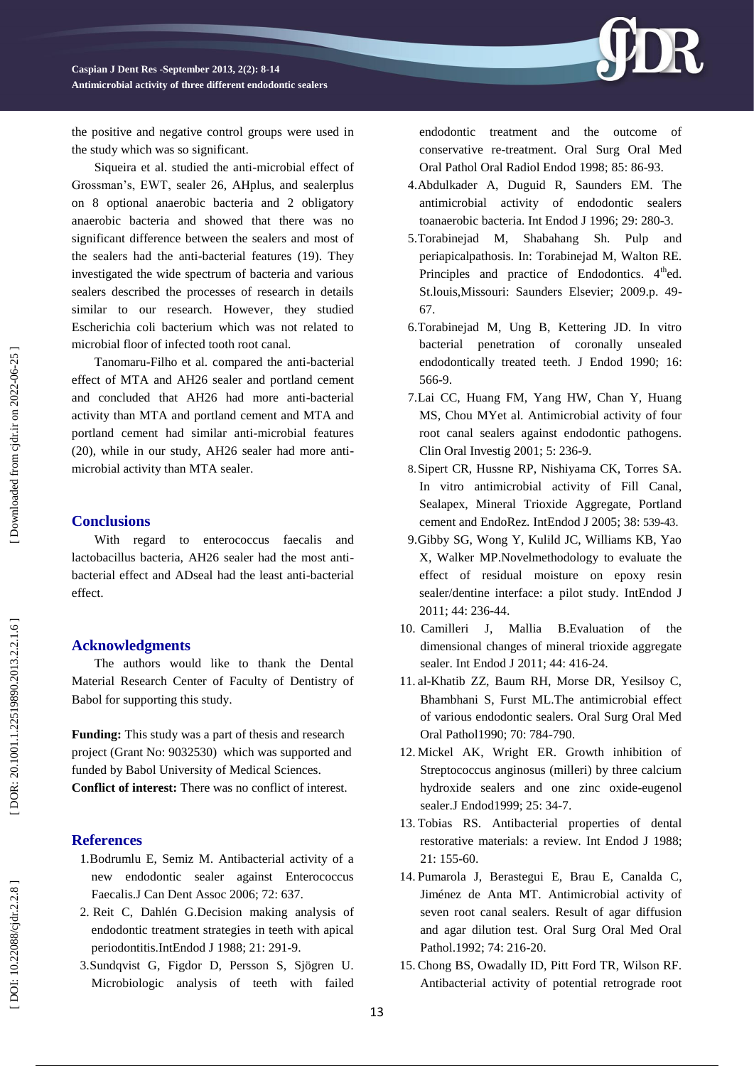the positive and negative control groups were used in the study which was so significant.

Siqueira et al. studied the anti-microbial effect of Grossman's, EWT, sealer 26, AHplus, and sealerplus on 8 optional anaerobic bacteria and 2 obligatory anaerobic bacteria and showed that there was no significant difference between the sealers and most of the sealers had the anti-bacterial features (19). They investigated the wide spectrum of bacteria and various sealers described the processes of research in details similar to our research. However, they studied Escherichia coli bacterium which was not related to microbial floor of infected tooth root canal.

Tanomaru-Filho et al. compared the anti-bacterial effect of MTA and AH26 sealer and portland cement and concluded that AH26 had more anti-bacterial activity than MTA and portland cement and MTA and portland cement had similar anti-microbial features (20), while in our study, AH26 sealer had more anti-microbial activity than MTA sealer.

## Conclusions

With regard to enterococcus faecalis and lactobacillus bacteria, AH26 sealer had the most anti-bacterial effect and ADseal had the least anti-bacterial effect.

## Acknowledgments

The authors would like to thank the Dental Material Research Center of Faculty of Dentistry of Babol for supporting this study.

**Funding:** This study was a part of thesis and research project (Grant No: 9032530) which was supported and funded by Babol University of Medical Sciences.
**Conflict of interest:** There was no conflict of interest.

## References

1. Bodrumlu E, Semiz M. Antibacterial activity of a new endodontic sealer against Enterococcus Faecalis.J Can Dent Assoc 2006; 72: 637.
2. Reit C, Dahlén G.Decision making analysis of endodontic treatment strategies in teeth with apical periodontitis.IntEndod J 1988; 21: 291-9.
3. Sundqvist G, Figdor D, Persson S, Sjögren U. Microbiologic analysis of teeth with failed endodontic treatment and the outcome of conservative re-treatment. Oral Surg Oral Med Oral Pathol Oral Radiol Endod 1998; 85: 86-93.
4. Abdulkader A, Duguid R, Saunders EM. The antimicrobial activity of endodontic sealers toanaerobic bacteria. Int Endod J 1996; 29: 280-3.
5. Torabinejad M, Shabahang Sh. Pulp and periapicalpathosis. In: Torabinejad M, Walton RE. Principles and practice of Endodontics. 4thed. St.louis,Missouri: Saunders Elsevier; 2009.p. 49-67.
6. Torabinejad M, Ung B, Kettering JD. In vitro bacterial penetration of coronally unsealed endodontically treated teeth. J Endod 1990; 16: 566-9.
7. Lai CC, Huang FM, Yang HW, Chan Y, Huang MS, Chou MYet al. Antimicrobial activity of four root canal sealers against endodontic pathogens. Clin Oral Investig 2001; 5: 236-9.
8. Sipert CR, Hussne RP, Nishiyama CK, Torres SA. In vitro antimicrobial activity of Fill Canal, Sealapex, Mineral Trioxide Aggregate, Portland cement and EndoRez. IntEndod J 2005; 38: 539-43.
9. Gibby SG, Wong Y, Kulild JC, Williams KB, Yao X, Walker MP.Novelmethodology to evaluate the effect of residual moisture on epoxy resin sealer/dentine interface: a pilot study. IntEndod J 2011; 44: 236-44.
10. Camilleri J, Mallia B.Evaluation of the dimensional changes of mineral trioxide aggregate sealer. Int Endod J 2011; 44: 416-24.
11. al-Khatib ZZ, Baum RH, Morse DR, Yesilsoy C, Bhambhani S, Furst ML.The antimicrobial effect of various endodontic sealers. Oral Surg Oral Med Oral Pathol1990; 70: 784-790.
12. Mickel AK, Wright ER. Growth inhibition of Streptococcus anginosus (milleri) by three calcium hydroxide sealers and one zinc oxide-eugenol sealer.J Endod1999; 25: 34-7.
13. Tobias RS. Antibacterial properties of dental restorative materials: a review. Int Endod J 1988; 21: 155-60.
14. Pumarola J, Berastegui E, Brau E, Canalda C, Jiménez de Anta MT. Antimicrobial activity of seven root canal sealers. Result of agar diffusion and agar dilution test. Oral Surg Oral Med Oral Pathol.1992; 74: 216-20.
15. Chong BS, Owadally ID, Pitt Ford TR, Wilson RF. Antibacterial activity of potential retrograde root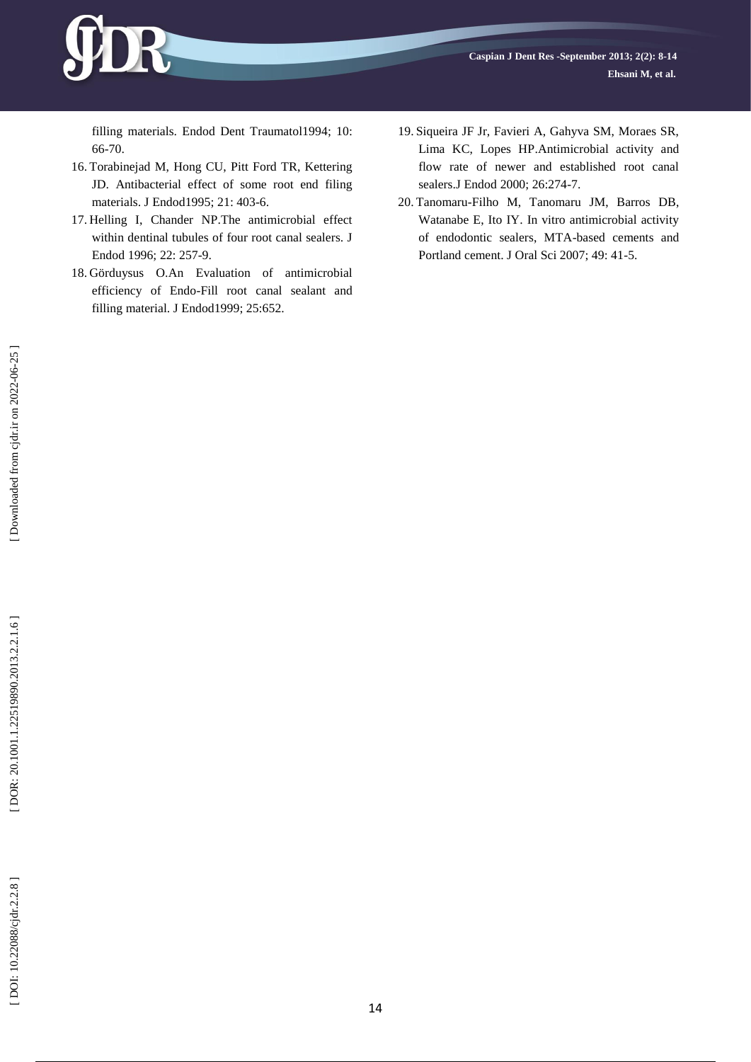filling materials. Endod Dent Traumatol1994; 10: 66-70.

16. Torabinejad M, Hong CU, Pitt Ford TR, Kettering JD. Antibacterial effect of some root end filing materials. J Endod1995; 21: 403-6.
17. Helling I, Chander NP.The antimicrobial effect within dentinal tubules of four root canal sealers. J Endod 1996; 22: 257-9.
18. Görduysus O.An Evaluation of antimicrobial efficiency of Endo-Fill root canal sealant and filling material. J Endod1999; 25:652.
19. Siqueira JF Jr, Favieri A, Gahyva SM, Moraes SR, Lima KC, Lopes HP.Antimicrobial activity and flow rate of newer and established root canal sealers.J Endod 2000; 26:274-7.
20. Tanomaru-Filho M, Tanomaru JM, Barros DB, Watanabe E, Ito IY. In vitro antimicrobial activity of endodontic sealers, MTA-based cements and Portland cement. J Oral Sci 2007; 49: 41-5.